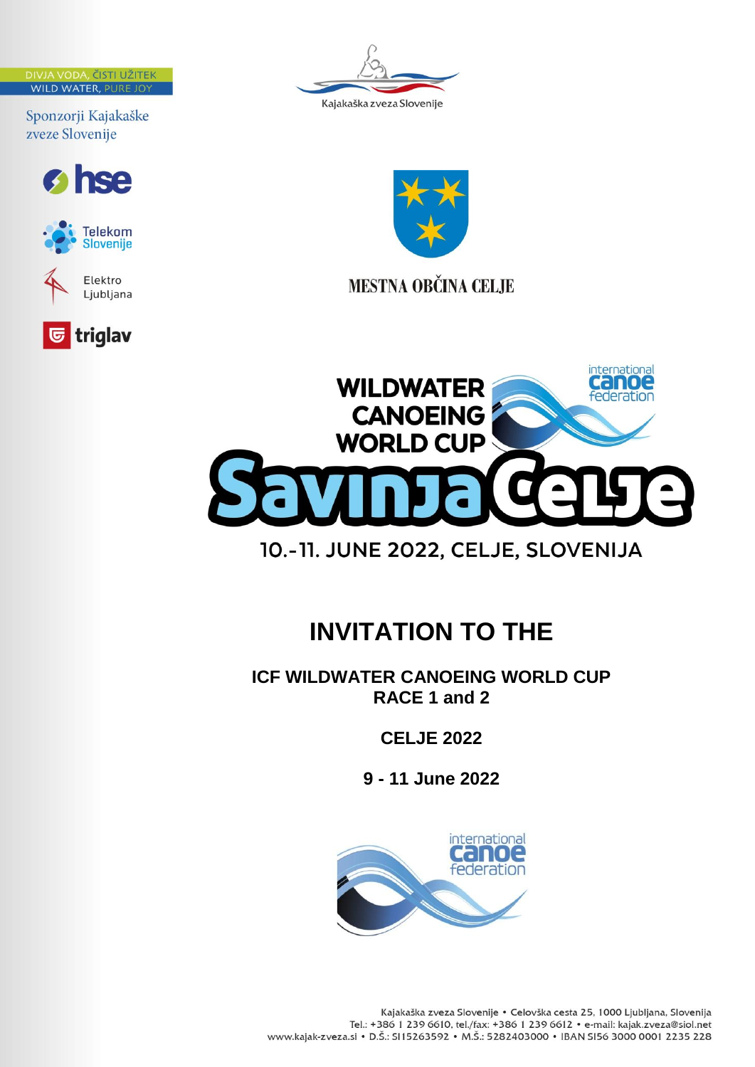DIVJA VODA, ČISTI UŽITEK
WILD WATER, PURE JOY

Sponzorji Kajakaške zveze Slovenije

hse

Telekom Slovenije

Elektro Ljubljana

triglav

Kajakaška zveza Slovenije

MESTNA OBČINA CELJE

WILDWATER CANOEING WORLD CUP

Savinja Celje

10.-11. JUNE 2022, CELJE, SLOVENIJA

# INVITATION TO THE

## ICF WILDWATER CANOEING WORLD CUP RACE 1 and 2

## CELJE 2022

## 9 - 11 June 2022

international canoe federation

Kajakaška zveza Slovenije • Celovška cesta 25, 1000 Ljubljana, Slovenija
Tel.: +386 1 239 6610, tel./fax: +386 1 239 6612 • e-mail: kajak.zveza@siol.net
www.kajak-zveza.si • D.Š.: SI15263592 • M.Š.: 5282403000 • IBAN SI56 3000 0001 2235 228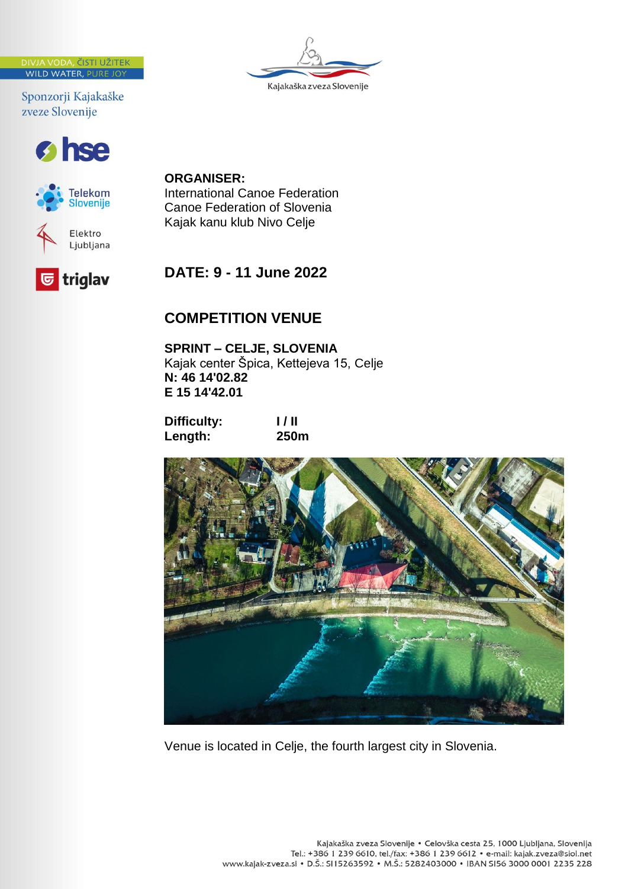**ORGANISER:**
International Canoe Federation
Canoe Federation of Slovenia
Kajak kanu klub Nivo Celje

## DATE: 9 - 11 June 2022

## COMPETITION VENUE

**SPRINT – CELJE, SLOVENIA**
Kajak center Špica, Kettejeva 15, Celje
**N: 46 14'02.82**
**E 15 14'42.01**

| | |
|---|---|
| **Difficulty:** | **I / II** |
| **Length:** | **250m** |

Venue is located in Celje, the fourth largest city in Slovenia.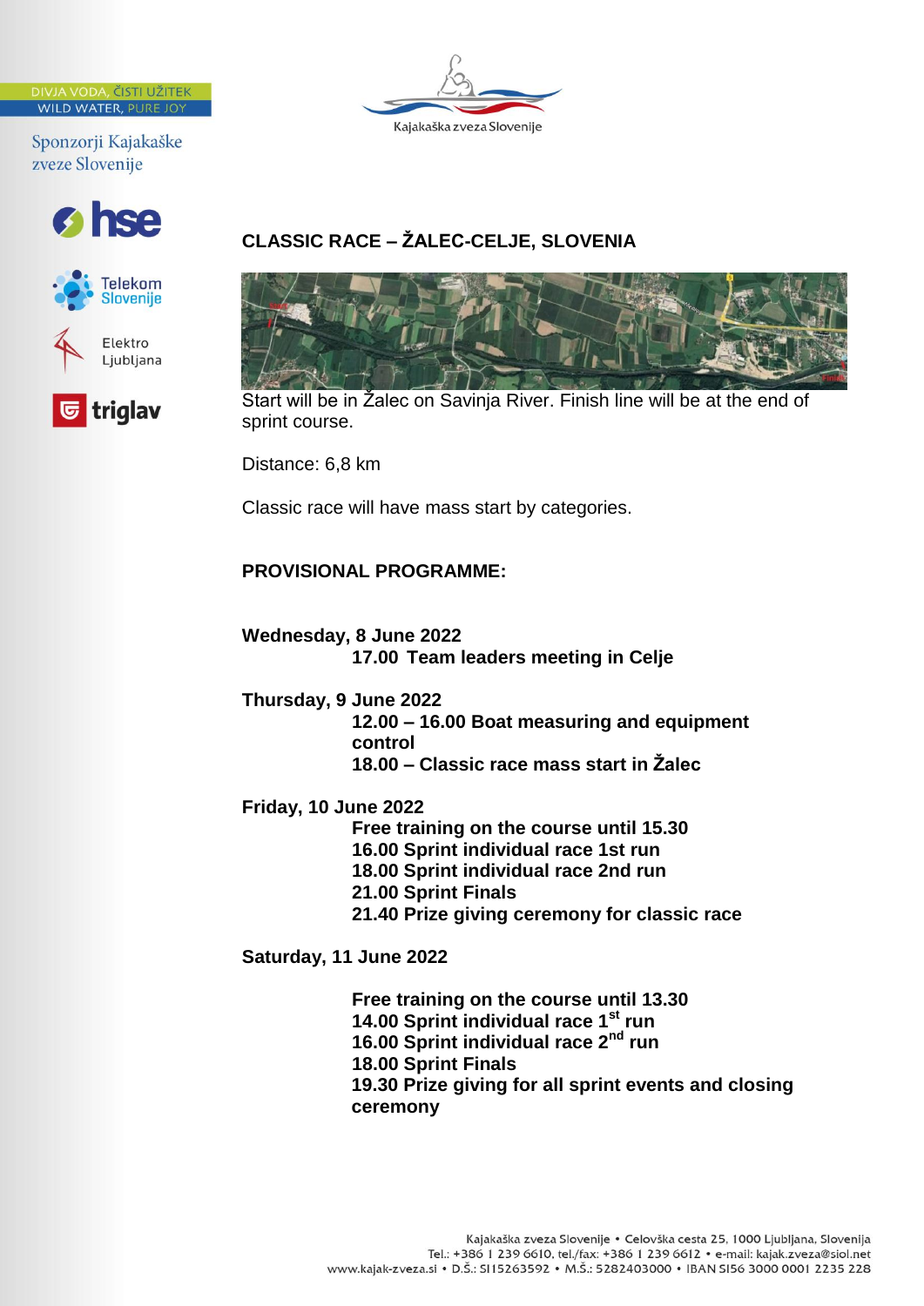DIVJA VODA, ČISTI UŽITEK
WILD WATER, PURE JOY

Sponzorji Kajakaške zveze Slovenije

## CLASSIC RACE – ŽALEC-CELJE, SLOVENIA

Start will be in Žalec on Savinja River. Finish line will be at the end of sprint course.

Distance: 6,8 km

Classic race will have mass start by categories.

**PROVISIONAL PROGRAMME:**

**Wednesday, 8 June 2022**

**17.00 Team leaders meeting in Celje**

**Thursday, 9 June 2022**

**12.00 – 16.00 Boat measuring and equipment control**
**18.00 – Classic race mass start in Žalec**

**Friday, 10 June 2022**

**Free training on the course until 15.30**
**16.00 Sprint individual race 1st run**
**18.00 Sprint individual race 2nd run**
**21.00 Sprint Finals**
**21.40 Prize giving ceremony for classic race**

**Saturday, 11 June 2022**

**Free training on the course until 13.30**
**14.00 Sprint individual race 1st run**
**16.00 Sprint individual race 2nd run**
**18.00 Sprint Finals**
**19.30 Prize giving for all sprint events and closing ceremony**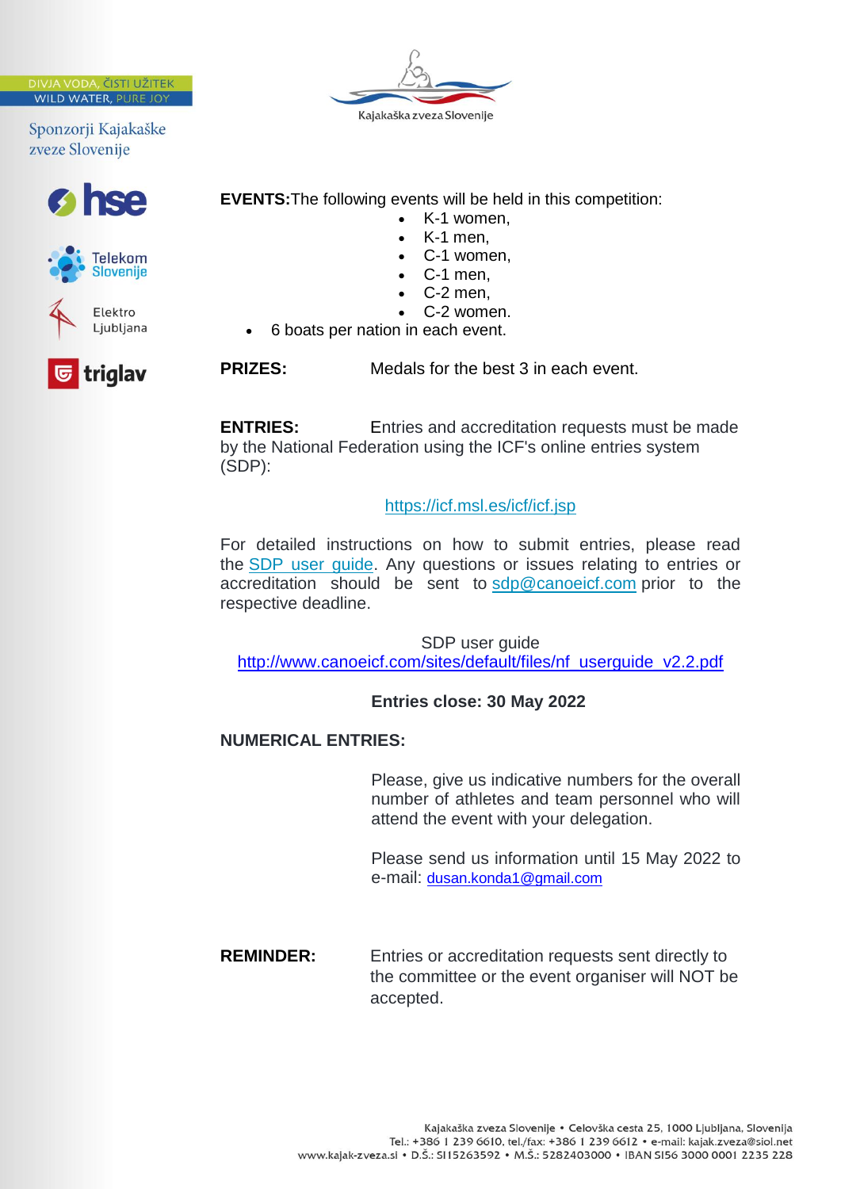**EVENTS:** The following events will be held in this competition:

- K-1 women,
- K-1 men,
- C-1 women,
- C-1 men,
- C-2 men,
- C-2 women.
- 6 boats per nation in each event.

**PRIZES:** Medals for the best 3 in each event.

**ENTRIES:** Entries and accreditation requests must be made by the National Federation using the ICF's online entries system (SDP):

https://icf.msl.es/icf/icf.jsp

For detailed instructions on how to submit entries, please read the SDP user guide. Any questions or issues relating to entries or accreditation should be sent to sdp@canoeicf.com prior to the respective deadline.

SDP user guide
http://www.canoeicf.com/sites/default/files/nf_userguide_v2.2.pdf

**Entries close: 30 May 2022**

**NUMERICAL ENTRIES:**

Please, give us indicative numbers for the overall number of athletes and team personnel who will attend the event with your delegation.

Please send us information until 15 May 2022 to e-mail: dusan.konda1@gmail.com

**REMINDER:** Entries or accreditation requests sent directly to the committee or the event organiser will NOT be accepted.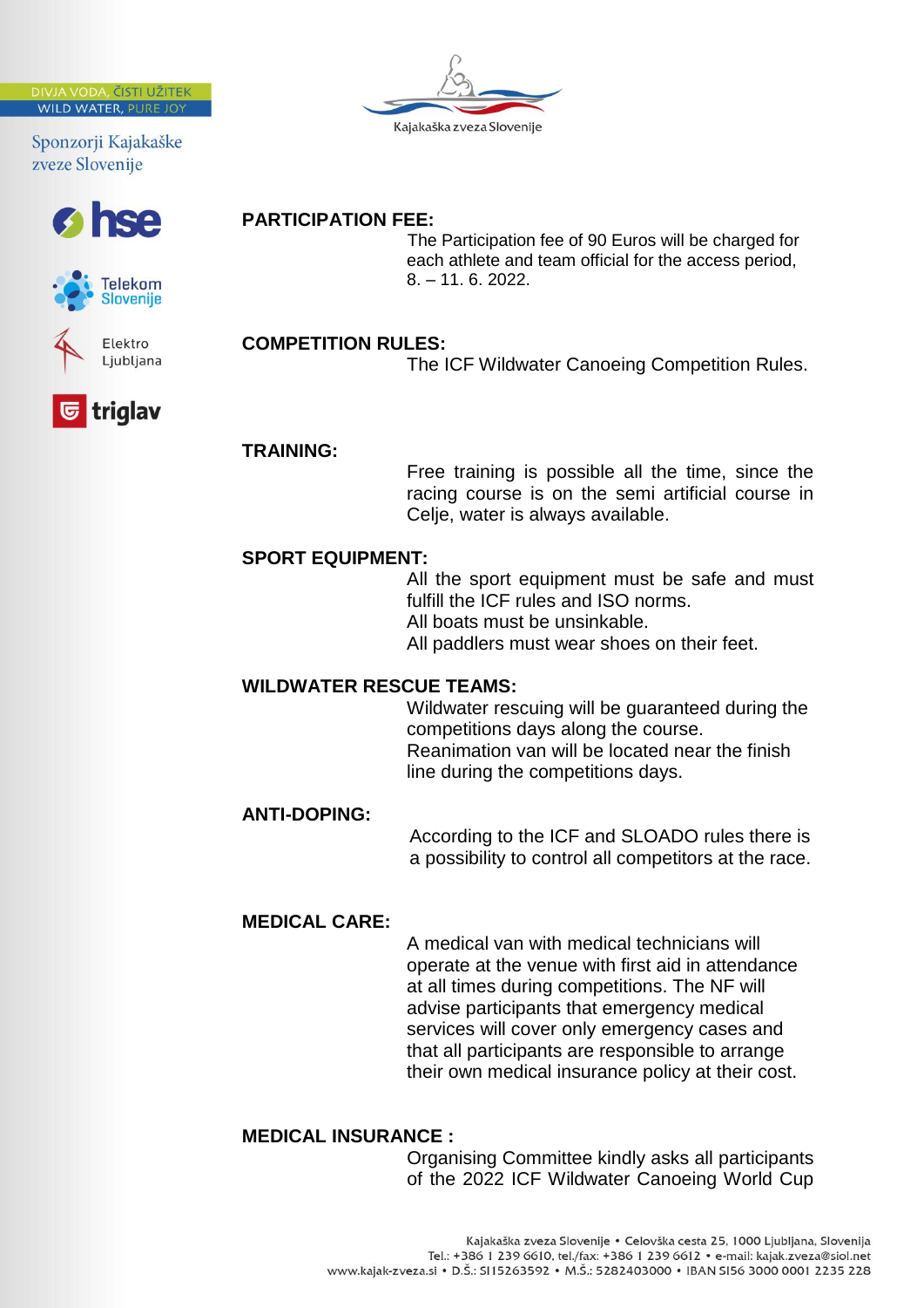## PARTICIPATION FEE:

The Participation fee of 90 Euros will be charged for each athlete and team official for the access period, 8. – 11. 6. 2022.

## COMPETITION RULES:

The ICF Wildwater Canoeing Competition Rules.

## TRAINING:

Free training is possible all the time, since the racing course is on the semi artificial course in Celje, water is always available.

## SPORT EQUIPMENT:

All the sport equipment must be safe and must fulfill the ICF rules and ISO norms.
All boats must be unsinkable.
All paddlers must wear shoes on their feet.

## WILDWATER RESCUE TEAMS:

Wildwater rescuing will be guaranteed during the competitions days along the course.
Reanimation van will be located near the finish line during the competitions days.

## ANTI-DOPING:

According to the ICF and SLOADO rules there is a possibility to control all competitors at the race.

## MEDICAL CARE:

A medical van with medical technicians will operate at the venue with first aid in attendance at all times during competitions. The NF will advise participants that emergency medical services will cover only emergency cases and that all participants are responsible to arrange their own medical insurance policy at their cost.

## MEDICAL INSURANCE :

Organising Committee kindly asks all participants of the 2022 ICF Wildwater Canoeing World Cup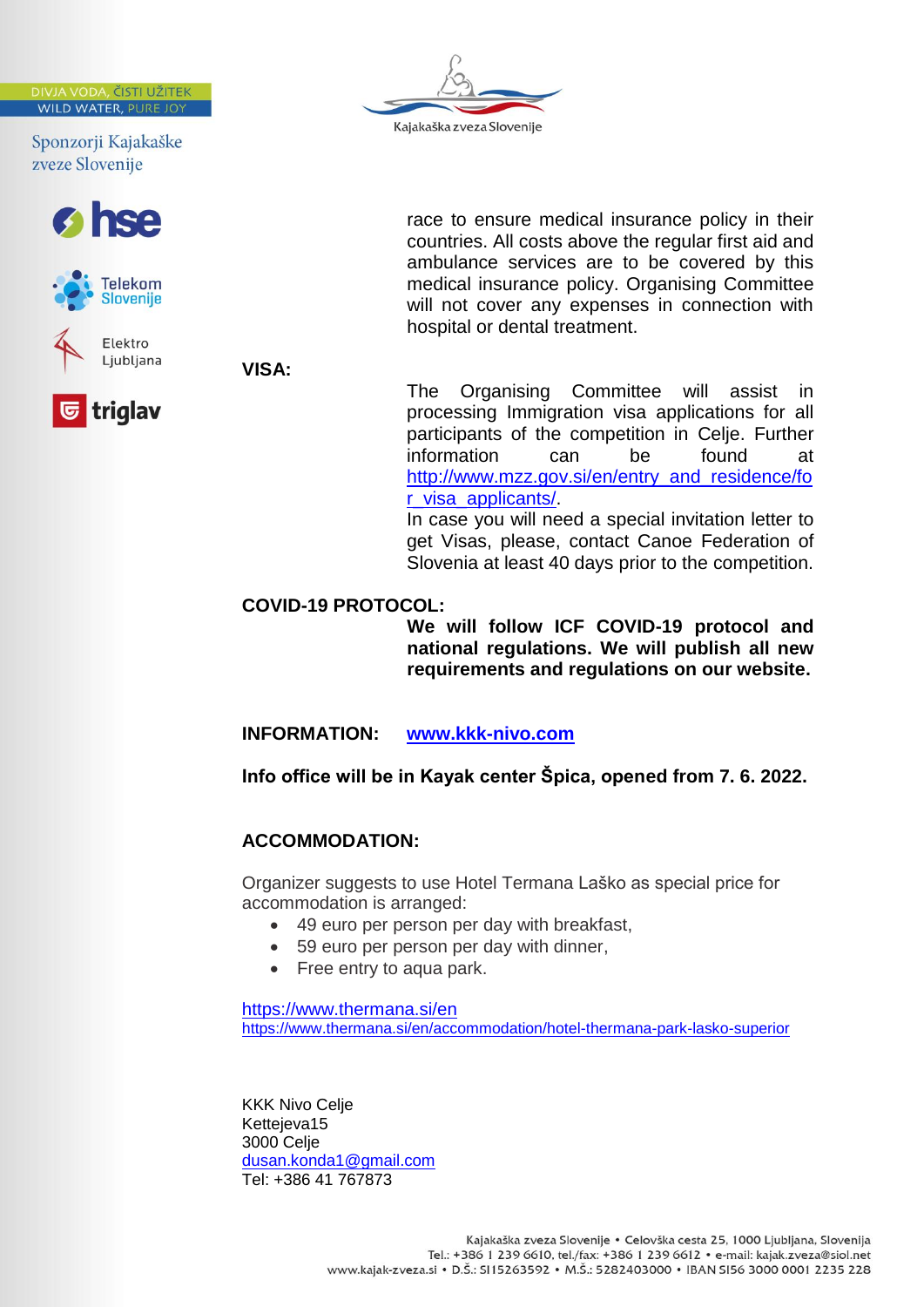race to ensure medical insurance policy in their countries. All costs above the regular first aid and ambulance services are to be covered by this medical insurance policy. Organising Committee will not cover any expenses in connection with hospital or dental treatment.

**VISA:**

The Organising Committee will assist in processing Immigration visa applications for all participants of the competition in Celje. Further information can be found at http://www.mzz.gov.si/en/entry_and_residence/for_visa_applicants/.
In case you will need a special invitation letter to get Visas, please, contact Canoe Federation of Slovenia at least 40 days prior to the competition.

**COVID-19 PROTOCOL:**

**We will follow ICF COVID-19 protocol and national regulations. We will publish all new requirements and regulations on our website.**

**INFORMATION:** **www.kkk-nivo.com**

**Info office will be in Kayak center Špica, opened from 7. 6. 2022.**

**ACCOMMODATION:**

Organizer suggests to use Hotel Termana Laško as special price for accommodation is arranged:

- 49 euro per person per day with breakfast,
- 59 euro per person per day with dinner,
- Free entry to aqua park.

https://www.thermana.si/en
https://www.thermana.si/en/accommodation/hotel-thermana-park-lasko-superior

KKK Nivo Celje
Kettejeva15
3000 Celje
dusan.konda1@gmail.com
Tel: +386 41 767873